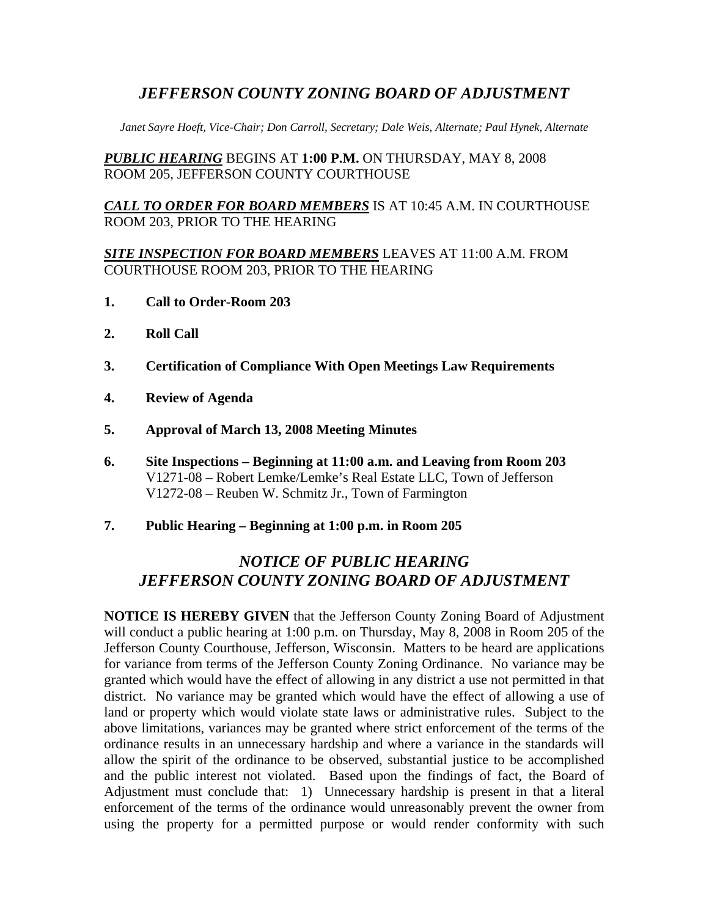# *JEFFERSON COUNTY ZONING BOARD OF ADJUSTMENT*

*Janet Sayre Hoeft, Vice-Chair; Don Carroll, Secretary; Dale Weis, Alternate; Paul Hynek, Alternate*

***PUBLIC HEARING*** BEGINS AT **1:00 P.M.** ON THURSDAY, MAY 8, 2008 ROOM 205, JEFFERSON COUNTY COURTHOUSE

***CALL TO ORDER FOR BOARD MEMBERS*** IS AT 10:45 A.M. IN COURTHOUSE ROOM 203, PRIOR TO THE HEARING

***SITE INSPECTION FOR BOARD MEMBERS*** LEAVES AT 11:00 A.M. FROM COURTHOUSE ROOM 203, PRIOR TO THE HEARING

1. **Call to Order-Room 203**
2. **Roll Call**
3. **Certification of Compliance With Open Meetings Law Requirements**
4. **Review of Agenda**
5. **Approval of March 13, 2008 Meeting Minutes**
6. **Site Inspections – Beginning at 11:00 a.m. and Leaving from Room 203**
   V1271-08 – Robert Lemke/Lemke's Real Estate LLC, Town of Jefferson
   V1272-08 – Reuben W. Schmitz Jr., Town of Farmington
7. **Public Hearing – Beginning at 1:00 p.m. in Room 205**

## *NOTICE OF PUBLIC HEARING JEFFERSON COUNTY ZONING BOARD OF ADJUSTMENT*

**NOTICE IS HEREBY GIVEN** that the Jefferson County Zoning Board of Adjustment will conduct a public hearing at 1:00 p.m. on Thursday, May 8, 2008 in Room 205 of the Jefferson County Courthouse, Jefferson, Wisconsin. Matters to be heard are applications for variance from terms of the Jefferson County Zoning Ordinance. No variance may be granted which would have the effect of allowing in any district a use not permitted in that district. No variance may be granted which would have the effect of allowing a use of land or property which would violate state laws or administrative rules. Subject to the above limitations, variances may be granted where strict enforcement of the terms of the ordinance results in an unnecessary hardship and where a variance in the standards will allow the spirit of the ordinance to be observed, substantial justice to be accomplished and the public interest not violated. Based upon the findings of fact, the Board of Adjustment must conclude that: 1) Unnecessary hardship is present in that a literal enforcement of the terms of the ordinance would unreasonably prevent the owner from using the property for a permitted purpose or would render conformity with such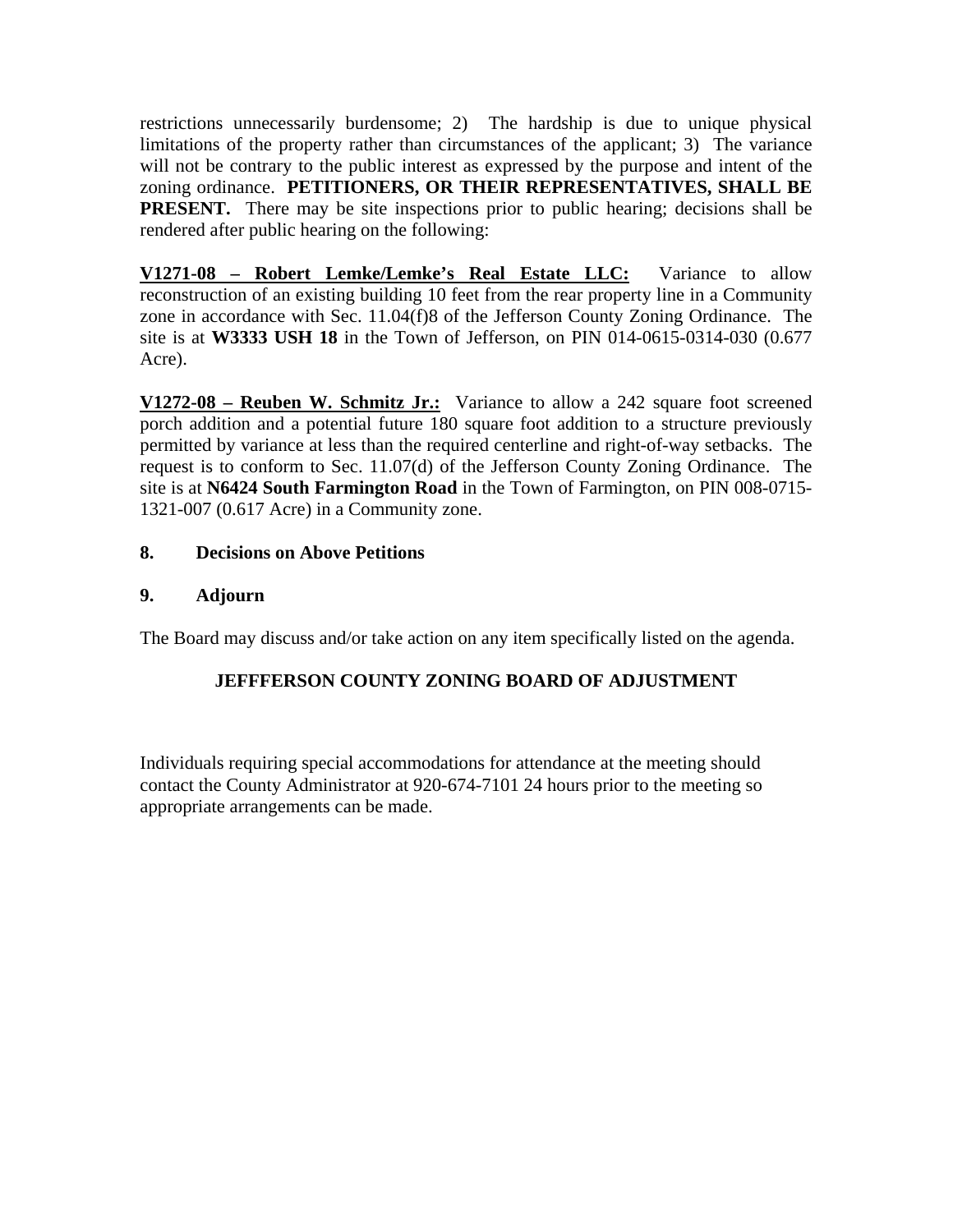restrictions unnecessarily burdensome; 2) The hardship is due to unique physical limitations of the property rather than circumstances of the applicant; 3) The variance will not be contrary to the public interest as expressed by the purpose and intent of the zoning ordinance. **PETITIONERS, OR THEIR REPRESENTATIVES, SHALL BE PRESENT.** There may be site inspections prior to public hearing; decisions shall be rendered after public hearing on the following:

**V1271-08 – Robert Lemke/Lemke's Real Estate LLC:** Variance to allow reconstruction of an existing building 10 feet from the rear property line in a Community zone in accordance with Sec. 11.04(f)8 of the Jefferson County Zoning Ordinance. The site is at **W3333 USH 18** in the Town of Jefferson, on PIN 014-0615-0314-030 (0.677 Acre).

**V1272-08 – Reuben W. Schmitz Jr.:** Variance to allow a 242 square foot screened porch addition and a potential future 180 square foot addition to a structure previously permitted by variance at less than the required centerline and right-of-way setbacks. The request is to conform to Sec. 11.07(d) of the Jefferson County Zoning Ordinance. The site is at **N6424 South Farmington Road** in the Town of Farmington, on PIN 008-0715-1321-007 (0.617 Acre) in a Community zone.

**8. Decisions on Above Petitions**

**9. Adjourn**

The Board may discuss and/or take action on any item specifically listed on the agenda.

**JEFFFERSON COUNTY ZONING BOARD OF ADJUSTMENT**

Individuals requiring special accommodations for attendance at the meeting should contact the County Administrator at 920-674-7101 24 hours prior to the meeting so appropriate arrangements can be made.